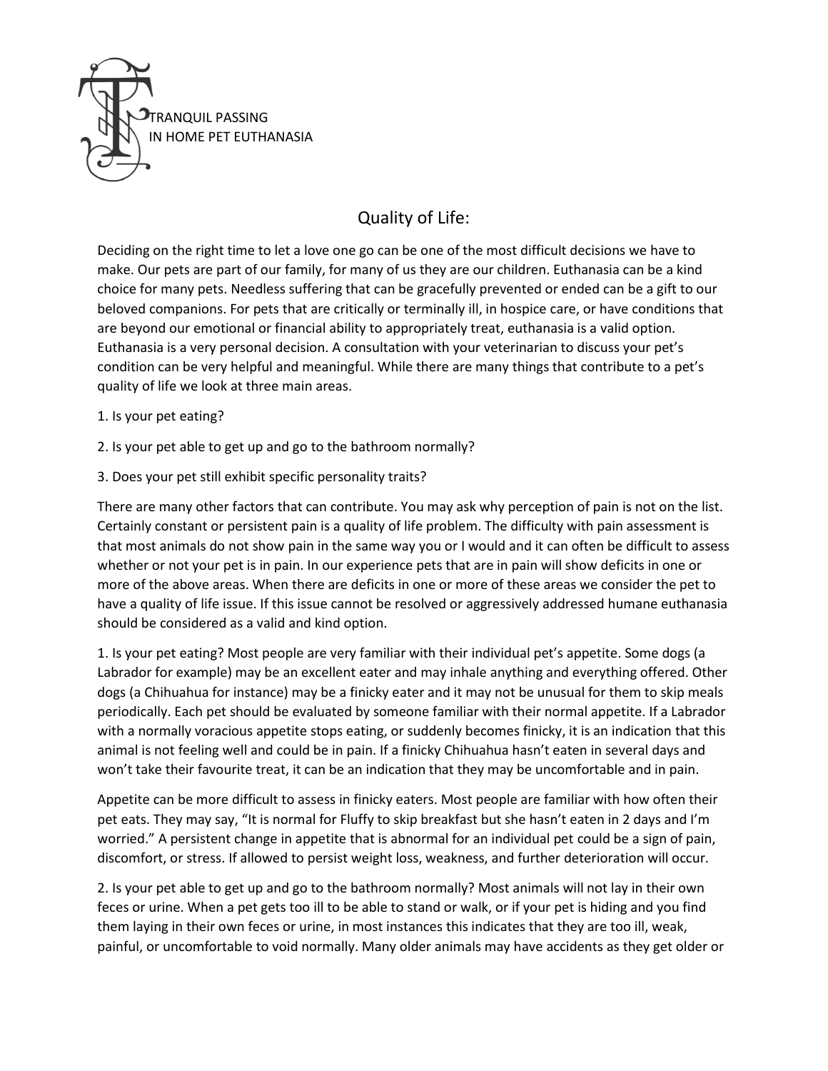TRANQUIL PASSING
IN HOME PET EUTHANASIA

# Quality of Life:

Deciding on the right time to let a love one go can be one of the most difficult decisions we have to make. Our pets are part of our family, for many of us they are our children. Euthanasia can be a kind choice for many pets. Needless suffering that can be gracefully prevented or ended can be a gift to our beloved companions. For pets that are critically or terminally ill, in hospice care, or have conditions that are beyond our emotional or financial ability to appropriately treat, euthanasia is a valid option. Euthanasia is a very personal decision. A consultation with your veterinarian to discuss your pet's condition can be very helpful and meaningful. While there are many things that contribute to a pet's quality of life we look at three main areas.

1. Is your pet eating?

2. Is your pet able to get up and go to the bathroom normally?

3. Does your pet still exhibit specific personality traits?

There are many other factors that can contribute. You may ask why perception of pain is not on the list. Certainly constant or persistent pain is a quality of life problem. The difficulty with pain assessment is that most animals do not show pain in the same way you or I would and it can often be difficult to assess whether or not your pet is in pain. In our experience pets that are in pain will show deficits in one or more of the above areas. When there are deficits in one or more of these areas we consider the pet to have a quality of life issue. If this issue cannot be resolved or aggressively addressed humane euthanasia should be considered as a valid and kind option.

1. Is your pet eating? Most people are very familiar with their individual pet's appetite. Some dogs (a Labrador for example) may be an excellent eater and may inhale anything and everything offered. Other dogs (a Chihuahua for instance) may be a finicky eater and it may not be unusual for them to skip meals periodically. Each pet should be evaluated by someone familiar with their normal appetite. If a Labrador with a normally voracious appetite stops eating, or suddenly becomes finicky, it is an indication that this animal is not feeling well and could be in pain. If a finicky Chihuahua hasn't eaten in several days and won't take their favourite treat, it can be an indication that they may be uncomfortable and in pain.

Appetite can be more difficult to assess in finicky eaters. Most people are familiar with how often their pet eats. They may say, "It is normal for Fluffy to skip breakfast but she hasn't eaten in 2 days and I'm worried." A persistent change in appetite that is abnormal for an individual pet could be a sign of pain, discomfort, or stress. If allowed to persist weight loss, weakness, and further deterioration will occur.

2. Is your pet able to get up and go to the bathroom normally? Most animals will not lay in their own feces or urine. When a pet gets too ill to be able to stand or walk, or if your pet is hiding and you find them laying in their own feces or urine, in most instances this indicates that they are too ill, weak, painful, or uncomfortable to void normally. Many older animals may have accidents as they get older or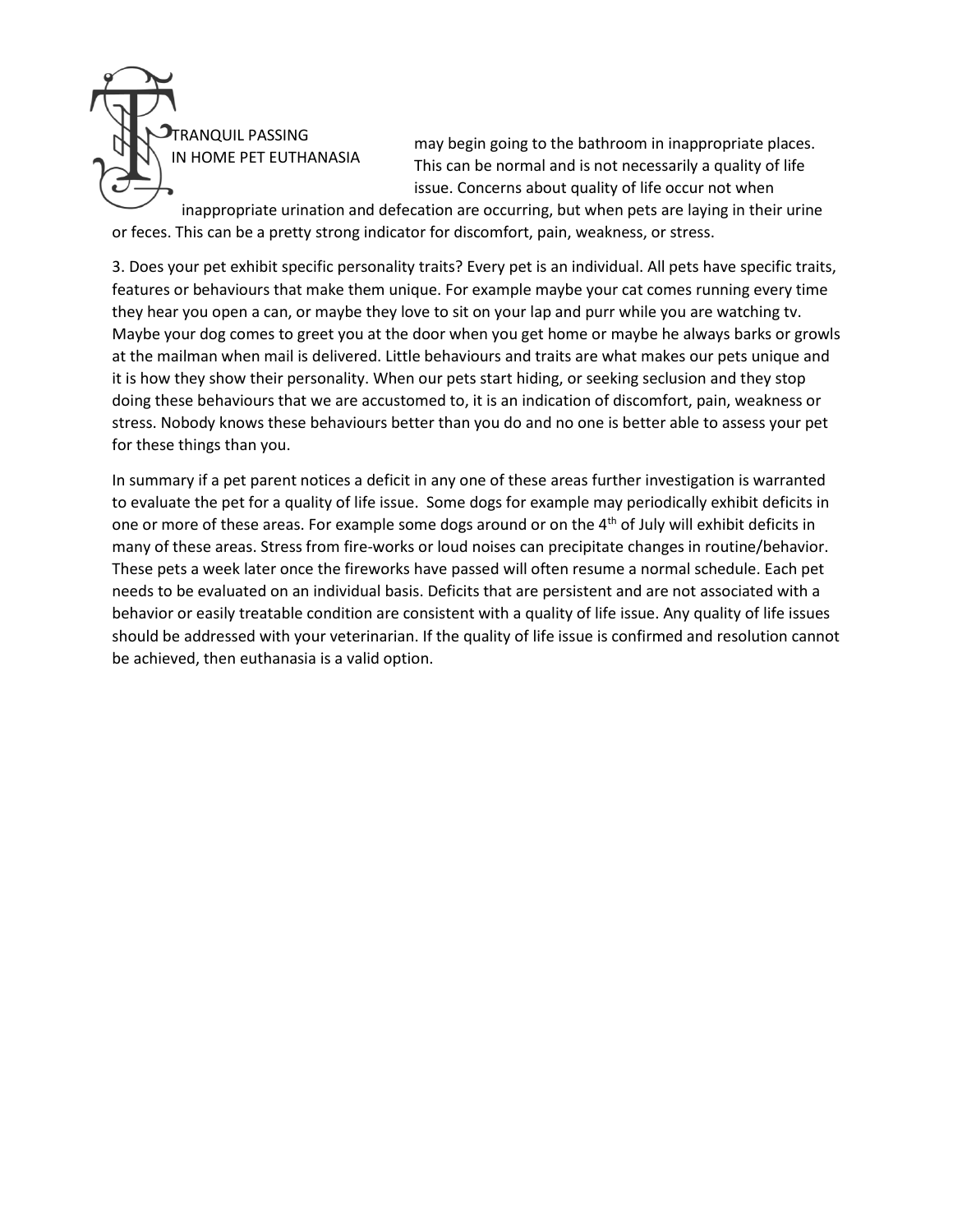may begin going to the bathroom in inappropriate places. This can be normal and is not necessarily a quality of life issue. Concerns about quality of life occur not when inappropriate urination and defecation are occurring, but when pets are laying in their urine or feces. This can be a pretty strong indicator for discomfort, pain, weakness, or stress.

3. Does your pet exhibit specific personality traits? Every pet is an individual. All pets have specific traits, features or behaviours that make them unique. For example maybe your cat comes running every time they hear you open a can, or maybe they love to sit on your lap and purr while you are watching tv. Maybe your dog comes to greet you at the door when you get home or maybe he always barks or growls at the mailman when mail is delivered. Little behaviours and traits are what makes our pets unique and it is how they show their personality. When our pets start hiding, or seeking seclusion and they stop doing these behaviours that we are accustomed to, it is an indication of discomfort, pain, weakness or stress. Nobody knows these behaviours better than you do and no one is better able to assess your pet for these things than you.

In summary if a pet parent notices a deficit in any one of these areas further investigation is warranted to evaluate the pet for a quality of life issue. Some dogs for example may periodically exhibit deficits in one or more of these areas. For example some dogs around or on the 4th of July will exhibit deficits in many of these areas. Stress from fire-works or loud noises can precipitate changes in routine/behavior. These pets a week later once the fireworks have passed will often resume a normal schedule. Each pet needs to be evaluated on an individual basis. Deficits that are persistent and are not associated with a behavior or easily treatable condition are consistent with a quality of life issue. Any quality of life issues should be addressed with your veterinarian. If the quality of life issue is confirmed and resolution cannot be achieved, then euthanasia is a valid option.